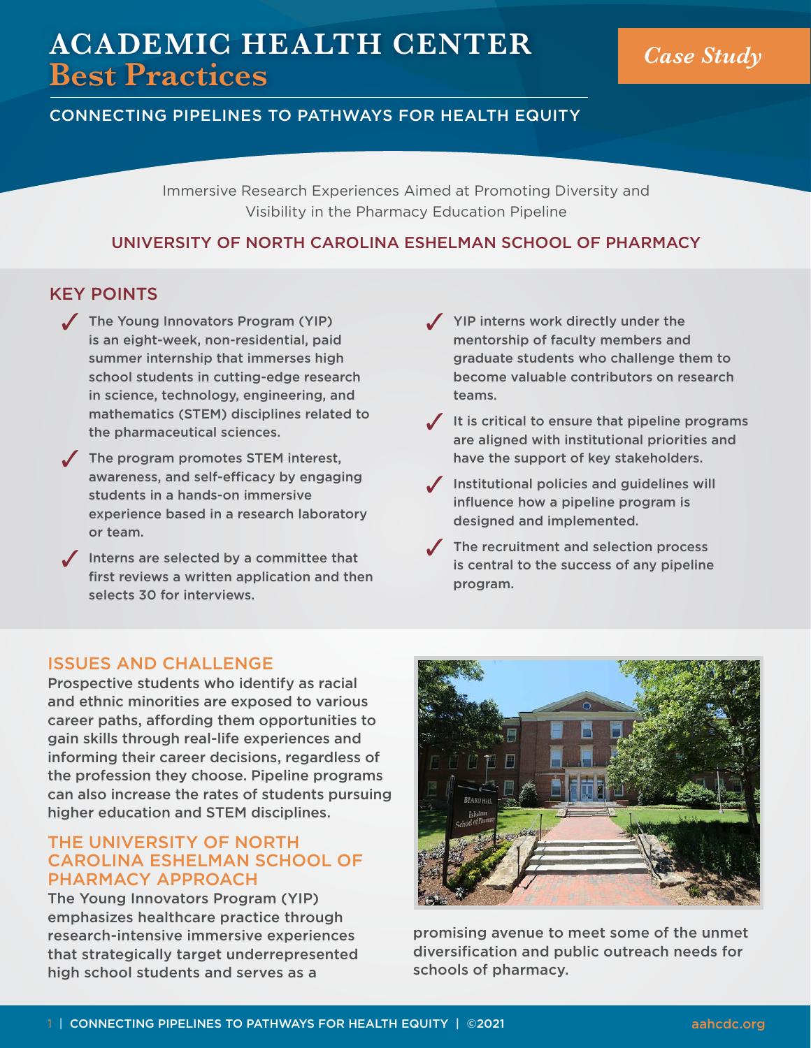# ACADEMIC HEALTH CENTER
# Best Practices

*Case Study*

## CONNECTING PIPELINES TO PATHWAYS FOR HEALTH EQUITY

Immersive Research Experiences Aimed at Promoting Diversity and Visibility in the Pharmacy Education Pipeline

**UNIVERSITY OF NORTH CAROLINA ESHELMAN SCHOOL OF PHARMACY**

## KEY POINTS

- ✓ The Young Innovators Program (YIP) is an eight-week, non-residential, paid summer internship that immerses high school students in cutting-edge research in science, technology, engineering, and mathematics (STEM) disciplines related to the pharmaceutical sciences.
- ✓ The program promotes STEM interest, awareness, and self-efficacy by engaging students in a hands-on immersive experience based in a research laboratory or team.
- ✓ Interns are selected by a committee that first reviews a written application and then selects 30 for interviews.
- ✓ YIP interns work directly under the mentorship of faculty members and graduate students who challenge them to become valuable contributors on research teams.
- ✓ It is critical to ensure that pipeline programs are aligned with institutional priorities and have the support of key stakeholders.
- ✓ Institutional policies and guidelines will influence how a pipeline program is designed and implemented.
- ✓ The recruitment and selection process is central to the success of any pipeline program.

## ISSUES AND CHALLENGE

Prospective students who identify as racial and ethnic minorities are exposed to various career paths, affording them opportunities to gain skills through real-life experiences and informing their career decisions, regardless of the profession they choose. Pipeline programs can also increase the rates of students pursuing higher education and STEM disciplines.

## THE UNIVERSITY OF NORTH CAROLINA ESHELMAN SCHOOL OF PHARMACY APPROACH

The Young Innovators Program (YIP) emphasizes healthcare practice through research-intensive immersive experiences that strategically target underrepresented high school students and serves as a promising avenue to meet some of the unmet diversification and public outreach needs for schools of pharmacy.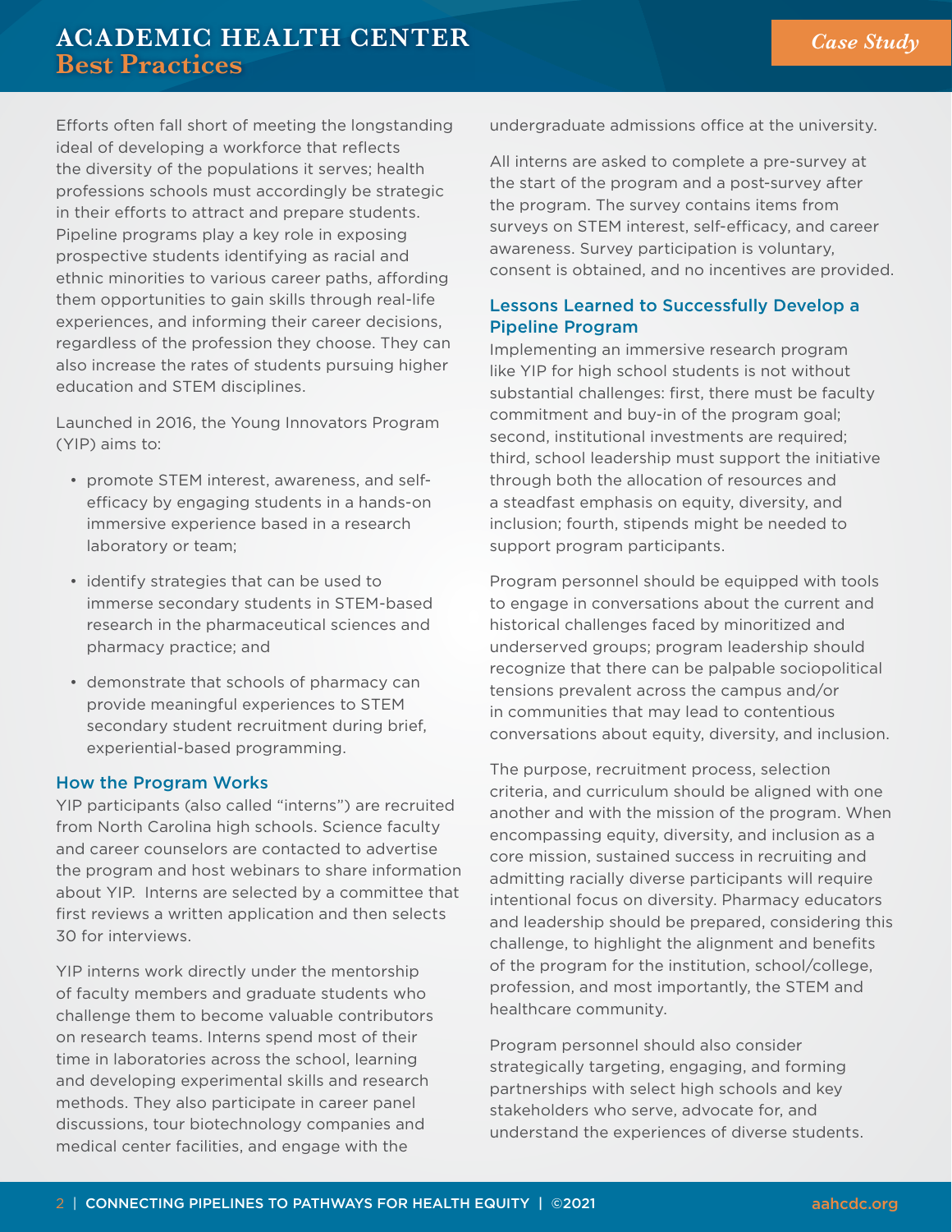Efforts often fall short of meeting the longstanding ideal of developing a workforce that reflects the diversity of the populations it serves; health professions schools must accordingly be strategic in their efforts to attract and prepare students. Pipeline programs play a key role in exposing prospective students identifying as racial and ethnic minorities to various career paths, affording them opportunities to gain skills through real-life experiences, and informing their career decisions, regardless of the profession they choose. They can also increase the rates of students pursuing higher education and STEM disciplines.

Launched in 2016, the Young Innovators Program (YIP) aims to:

- promote STEM interest, awareness, and self-efficacy by engaging students in a hands-on immersive experience based in a research laboratory or team;
- identify strategies that can be used to immerse secondary students in STEM-based research in the pharmaceutical sciences and pharmacy practice; and
- demonstrate that schools of pharmacy can provide meaningful experiences to STEM secondary student recruitment during brief, experiential-based programming.

## How the Program Works

YIP participants (also called "interns") are recruited from North Carolina high schools. Science faculty and career counselors are contacted to advertise the program and host webinars to share information about YIP. Interns are selected by a committee that first reviews a written application and then selects 30 for interviews.

YIP interns work directly under the mentorship of faculty members and graduate students who challenge them to become valuable contributors on research teams. Interns spend most of their time in laboratories across the school, learning and developing experimental skills and research methods. They also participate in career panel discussions, tour biotechnology companies and medical center facilities, and engage with the undergraduate admissions office at the university.

All interns are asked to complete a pre-survey at the start of the program and a post-survey after the program. The survey contains items from surveys on STEM interest, self-efficacy, and career awareness. Survey participation is voluntary, consent is obtained, and no incentives are provided.

## Lessons Learned to Successfully Develop a Pipeline Program

Implementing an immersive research program like YIP for high school students is not without substantial challenges: first, there must be faculty commitment and buy-in of the program goal; second, institutional investments are required; third, school leadership must support the initiative through both the allocation of resources and a steadfast emphasis on equity, diversity, and inclusion; fourth, stipends might be needed to support program participants.

Program personnel should be equipped with tools to engage in conversations about the current and historical challenges faced by minoritized and underserved groups; program leadership should recognize that there can be palpable sociopolitical tensions prevalent across the campus and/or in communities that may lead to contentious conversations about equity, diversity, and inclusion.

The purpose, recruitment process, selection criteria, and curriculum should be aligned with one another and with the mission of the program. When encompassing equity, diversity, and inclusion as a core mission, sustained success in recruiting and admitting racially diverse participants will require intentional focus on diversity. Pharmacy educators and leadership should be prepared, considering this challenge, to highlight the alignment and benefits of the program for the institution, school/college, profession, and most importantly, the STEM and healthcare community.

Program personnel should also consider strategically targeting, engaging, and forming partnerships with select high schools and key stakeholders who serve, advocate for, and understand the experiences of diverse students.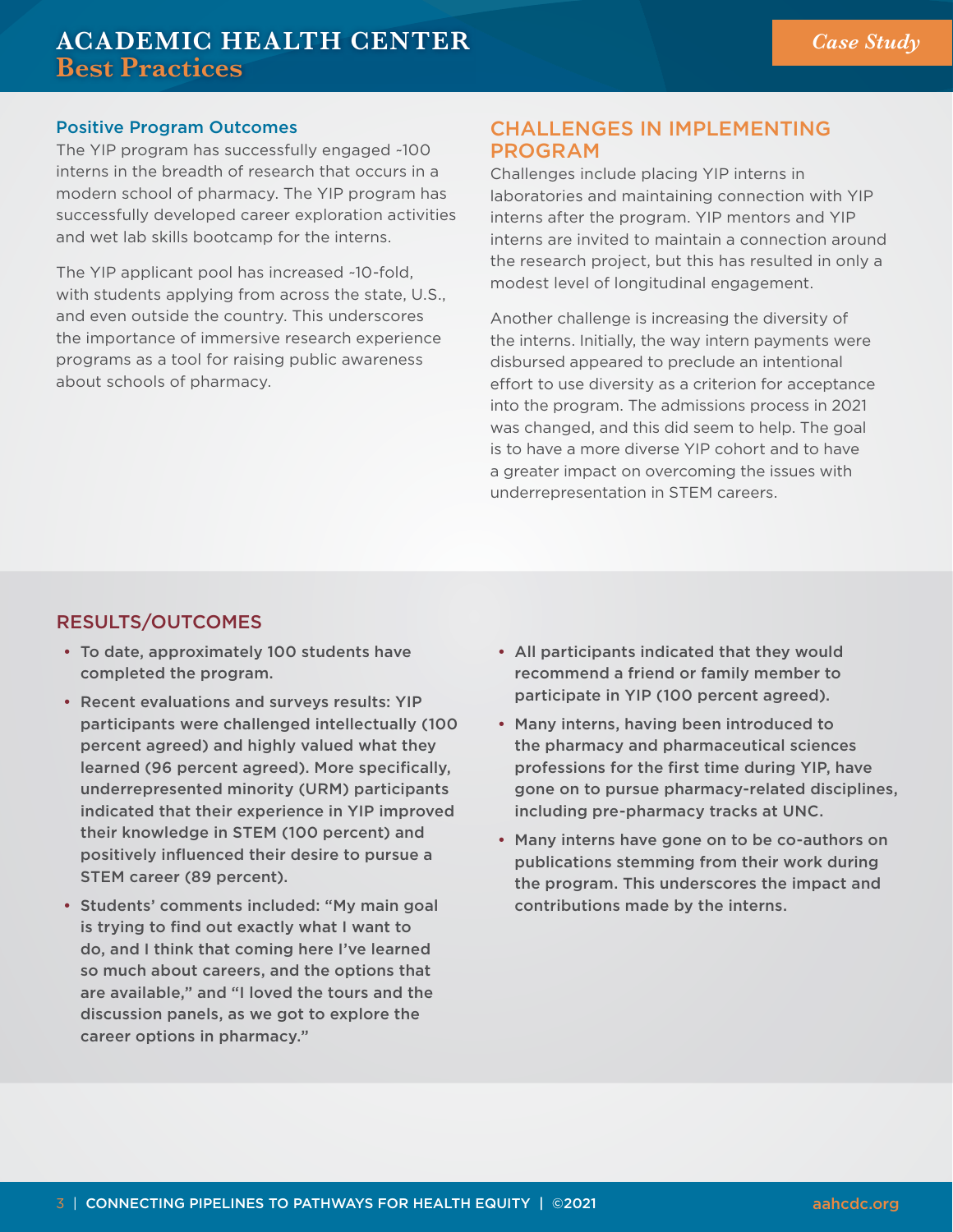### Positive Program Outcomes

The YIP program has successfully engaged ~100 interns in the breadth of research that occurs in a modern school of pharmacy. The YIP program has successfully developed career exploration activities and wet lab skills bootcamp for the interns.

The YIP applicant pool has increased ~10-fold, with students applying from across the state, U.S., and even outside the country. This underscores the importance of immersive research experience programs as a tool for raising public awareness about schools of pharmacy.

## CHALLENGES IN IMPLEMENTING PROGRAM

Challenges include placing YIP interns in laboratories and maintaining connection with YIP interns after the program. YIP mentors and YIP interns are invited to maintain a connection around the research project, but this has resulted in only a modest level of longitudinal engagement.

Another challenge is increasing the diversity of the interns. Initially, the way intern payments were disbursed appeared to preclude an intentional effort to use diversity as a criterion for acceptance into the program. The admissions process in 2021 was changed, and this did seem to help. The goal is to have a more diverse YIP cohort and to have a greater impact on overcoming the issues with underrepresentation in STEM careers.

## RESULTS/OUTCOMES

- **To date, approximately 100 students have completed the program.**
- **Recent evaluations and surveys results: YIP participants were challenged intellectually (100 percent agreed) and highly valued what they learned (96 percent agreed). More specifically, underrepresented minority (URM) participants indicated that their experience in YIP improved their knowledge in STEM (100 percent) and positively influenced their desire to pursue a STEM career (89 percent).**
- **Students' comments included: "My main goal is trying to find out exactly what I want to do, and I think that coming here I've learned so much about careers, and the options that are available," and "I loved the tours and the discussion panels, as we got to explore the career options in pharmacy."**
- **All participants indicated that they would recommend a friend or family member to participate in YIP (100 percent agreed).**
- **Many interns, having been introduced to the pharmacy and pharmaceutical sciences professions for the first time during YIP, have gone on to pursue pharmacy-related disciplines, including pre-pharmacy tracks at UNC.**
- **Many interns have gone on to be co-authors on publications stemming from their work during the program. This underscores the impact and contributions made by the interns.**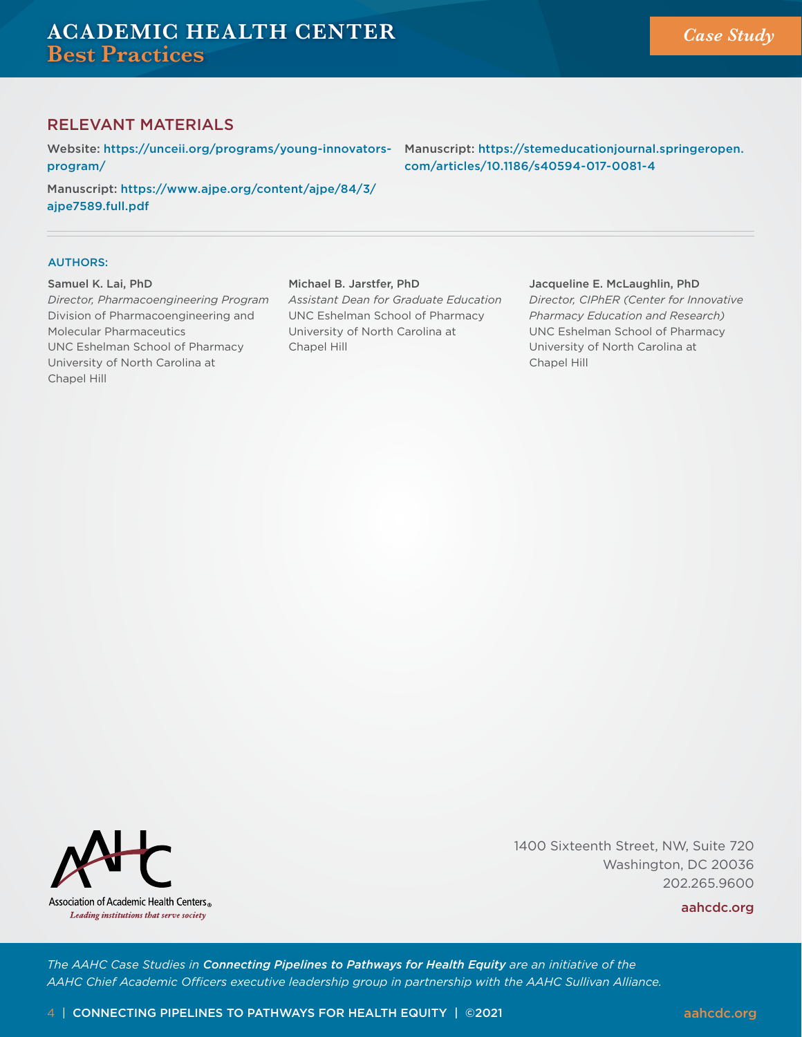## RELEVANT MATERIALS

Website: https://unceii.org/programs/young-innovators-program/

Manuscript: https://www.ajpe.org/content/ajpe/84/3/ajpe7589.full.pdf

Manuscript: https://stemeducationjournal.springeropen.com/articles/10.1186/s40594-017-0081-4

---

### AUTHORS:

**Samuel K. Lai, PhD**
*Director, Pharmacoengineering Program*
Division of Pharmacoengineering and Molecular Pharmaceutics
UNC Eshelman School of Pharmacy
University of North Carolina at Chapel Hill

**Michael B. Jarstfer, PhD**
*Assistant Dean for Graduate Education*
UNC Eshelman School of Pharmacy
University of North Carolina at Chapel Hill

**Jacqueline E. McLaughlin, PhD**
*Director, CIPhER (Center for Innovative Pharmacy Education and Research)*
UNC Eshelman School of Pharmacy
University of North Carolina at Chapel Hill

Association of Academic Health Centers®
*Leading institutions that serve society*

1400 Sixteenth Street, NW, Suite 720
Washington, DC 20036
202.265.9600

aahcdc.org

*The AAHC Case Studies in* ***Connecting Pipelines to Pathways for Health Equity*** *are an initiative of the AAHC Chief Academic Officers executive leadership group in partnership with the AAHC Sullivan Alliance.*